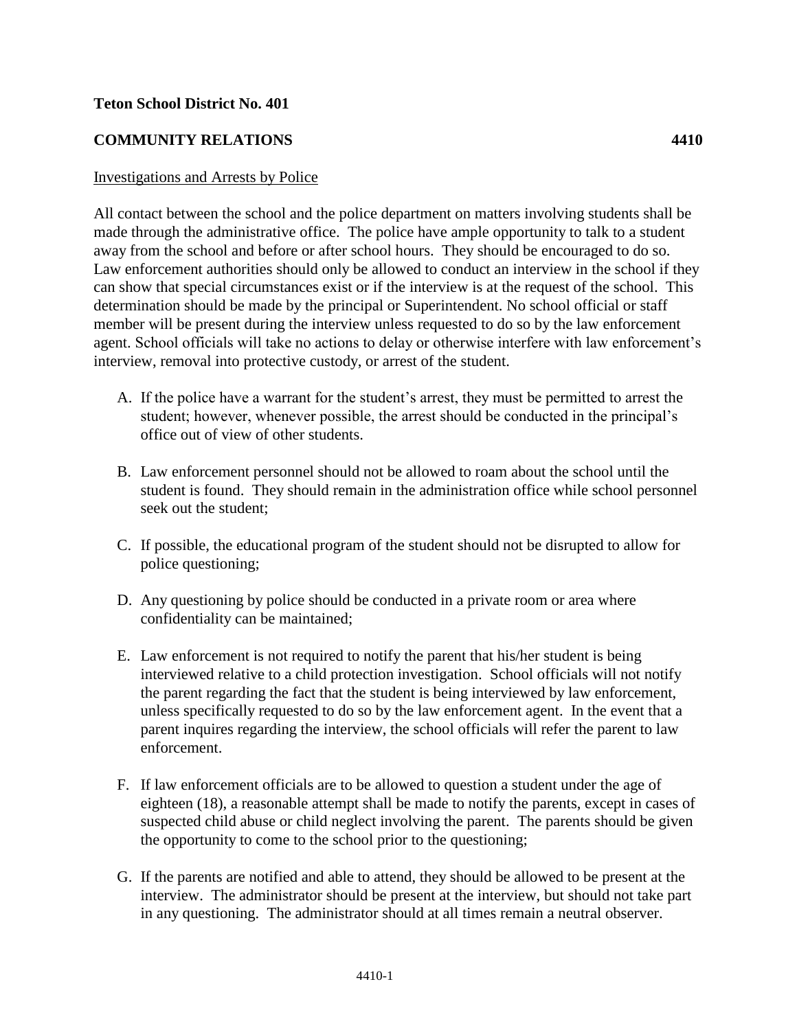**Teton School District No. 401**

**COMMUNITY RELATIONS 4410**

Investigations and Arrests by Police

All contact between the school and the police department on matters involving students shall be made through the administrative office. The police have ample opportunity to talk to a student away from the school and before or after school hours. They should be encouraged to do so. Law enforcement authorities should only be allowed to conduct an interview in the school if they can show that special circumstances exist or if the interview is at the request of the school. This determination should be made by the principal or Superintendent. No school official or staff member will be present during the interview unless requested to do so by the law enforcement agent. School officials will take no actions to delay or otherwise interfere with law enforcement's interview, removal into protective custody, or arrest of the student.

A. If the police have a warrant for the student's arrest, they must be permitted to arrest the student; however, whenever possible, the arrest should be conducted in the principal's office out of view of other students.

B. Law enforcement personnel should not be allowed to roam about the school until the student is found. They should remain in the administration office while school personnel seek out the student;

C. If possible, the educational program of the student should not be disrupted to allow for police questioning;

D. Any questioning by police should be conducted in a private room or area where confidentiality can be maintained;

E. Law enforcement is not required to notify the parent that his/her student is being interviewed relative to a child protection investigation. School officials will not notify the parent regarding the fact that the student is being interviewed by law enforcement, unless specifically requested to do so by the law enforcement agent. In the event that a parent inquires regarding the interview, the school officials will refer the parent to law enforcement.

F. If law enforcement officials are to be allowed to question a student under the age of eighteen (18), a reasonable attempt shall be made to notify the parents, except in cases of suspected child abuse or child neglect involving the parent. The parents should be given the opportunity to come to the school prior to the questioning;

G. If the parents are notified and able to attend, they should be allowed to be present at the interview. The administrator should be present at the interview, but should not take part in any questioning. The administrator should at all times remain a neutral observer.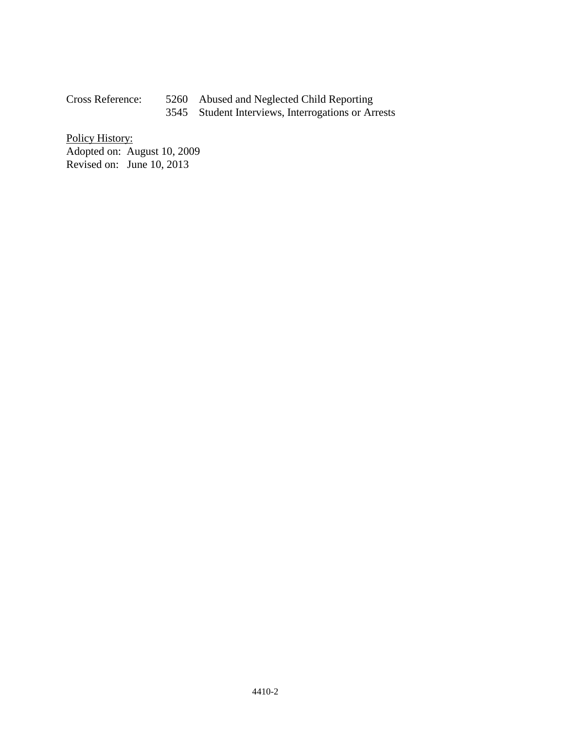Cross Reference: 5260 Abused and Neglected Child Reporting
3545 Student Interviews, Interrogations or Arrests

Policy History:
Adopted on: August 10, 2009
Revised on: June 10, 2013